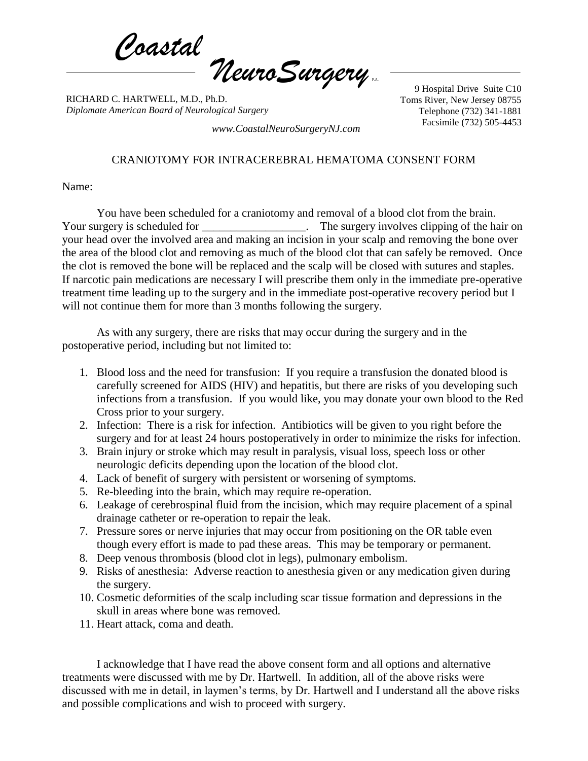*Coastal NeuroSurgery* P.A.

RICHARD C. HARTWELL, M.D., Ph.D.
*Diplomate American Board of Neurological Surgery*

9 Hospital Drive Suite C10
Toms River, New Jersey 08755
Telephone (732) 341-1881
Facsimile (732) 505-4453

*www.CoastalNeuroSurgeryNJ.com*

## CRANIOTOMY FOR INTRACEREBRAL HEMATOMA CONSENT FORM

Name:

You have been scheduled for a craniotomy and removal of a blood clot from the brain. Your surgery is scheduled for __________________. The surgery involves clipping of the hair on your head over the involved area and making an incision in your scalp and removing the bone over the area of the blood clot and removing as much of the blood clot that can safely be removed. Once the clot is removed the bone will be replaced and the scalp will be closed with sutures and staples. If narcotic pain medications are necessary I will prescribe them only in the immediate pre-operative treatment time leading up to the surgery and in the immediate post-operative recovery period but I will not continue them for more than 3 months following the surgery.

As with any surgery, there are risks that may occur during the surgery and in the postoperative period, including but not limited to:

1. Blood loss and the need for transfusion: If you require a transfusion the donated blood is carefully screened for AIDS (HIV) and hepatitis, but there are risks of you developing such infections from a transfusion. If you would like, you may donate your own blood to the Red Cross prior to your surgery.
2. Infection: There is a risk for infection. Antibiotics will be given to you right before the surgery and for at least 24 hours postoperatively in order to minimize the risks for infection.
3. Brain injury or stroke which may result in paralysis, visual loss, speech loss or other neurologic deficits depending upon the location of the blood clot.
4. Lack of benefit of surgery with persistent or worsening of symptoms.
5. Re-bleeding into the brain, which may require re-operation.
6. Leakage of cerebrospinal fluid from the incision, which may require placement of a spinal drainage catheter or re-operation to repair the leak.
7. Pressure sores or nerve injuries that may occur from positioning on the OR table even though every effort is made to pad these areas. This may be temporary or permanent.
8. Deep venous thrombosis (blood clot in legs), pulmonary embolism.
9. Risks of anesthesia: Adverse reaction to anesthesia given or any medication given during the surgery.
10. Cosmetic deformities of the scalp including scar tissue formation and depressions in the skull in areas where bone was removed.
11. Heart attack, coma and death.

I acknowledge that I have read the above consent form and all options and alternative treatments were discussed with me by Dr. Hartwell. In addition, all of the above risks were discussed with me in detail, in laymen's terms, by Dr. Hartwell and I understand all the above risks and possible complications and wish to proceed with surgery.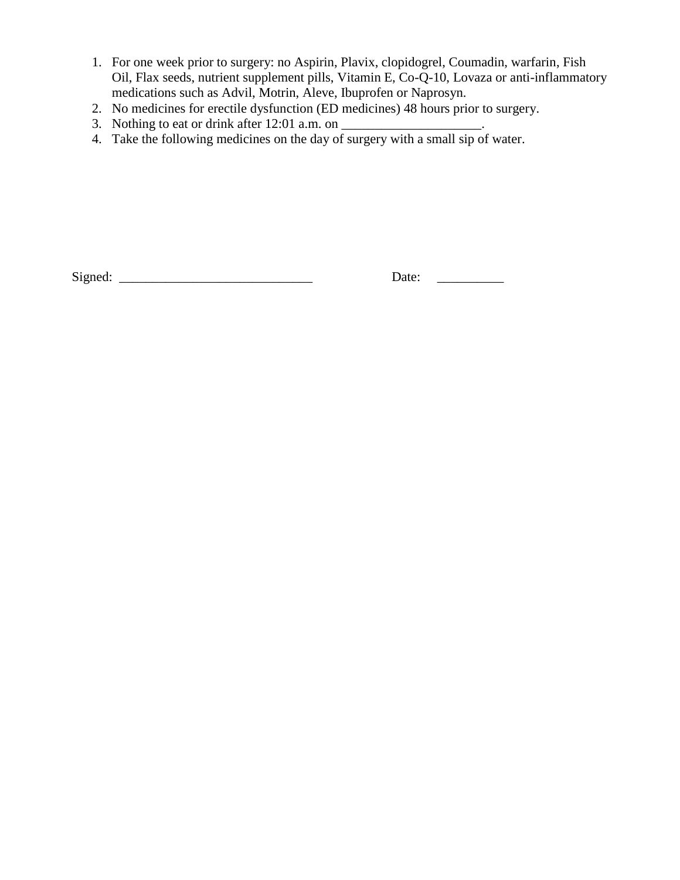1. For one week prior to surgery: no Aspirin, Plavix, clopidogrel, Coumadin, warfarin, Fish Oil, Flax seeds, nutrient supplement pills, Vitamin E, Co-Q-10, Lovaza or anti-inflammatory medications such as Advil, Motrin, Aleve, Ibuprofen or Naprosyn.
2. No medicines for erectile dysfunction (ED medicines) 48 hours prior to surgery.
3. Nothing to eat or drink after 12:01 a.m. on _____________________.
4. Take the following medicines on the day of surgery with a small sip of water.

Signed: _____________________________ Date: __________